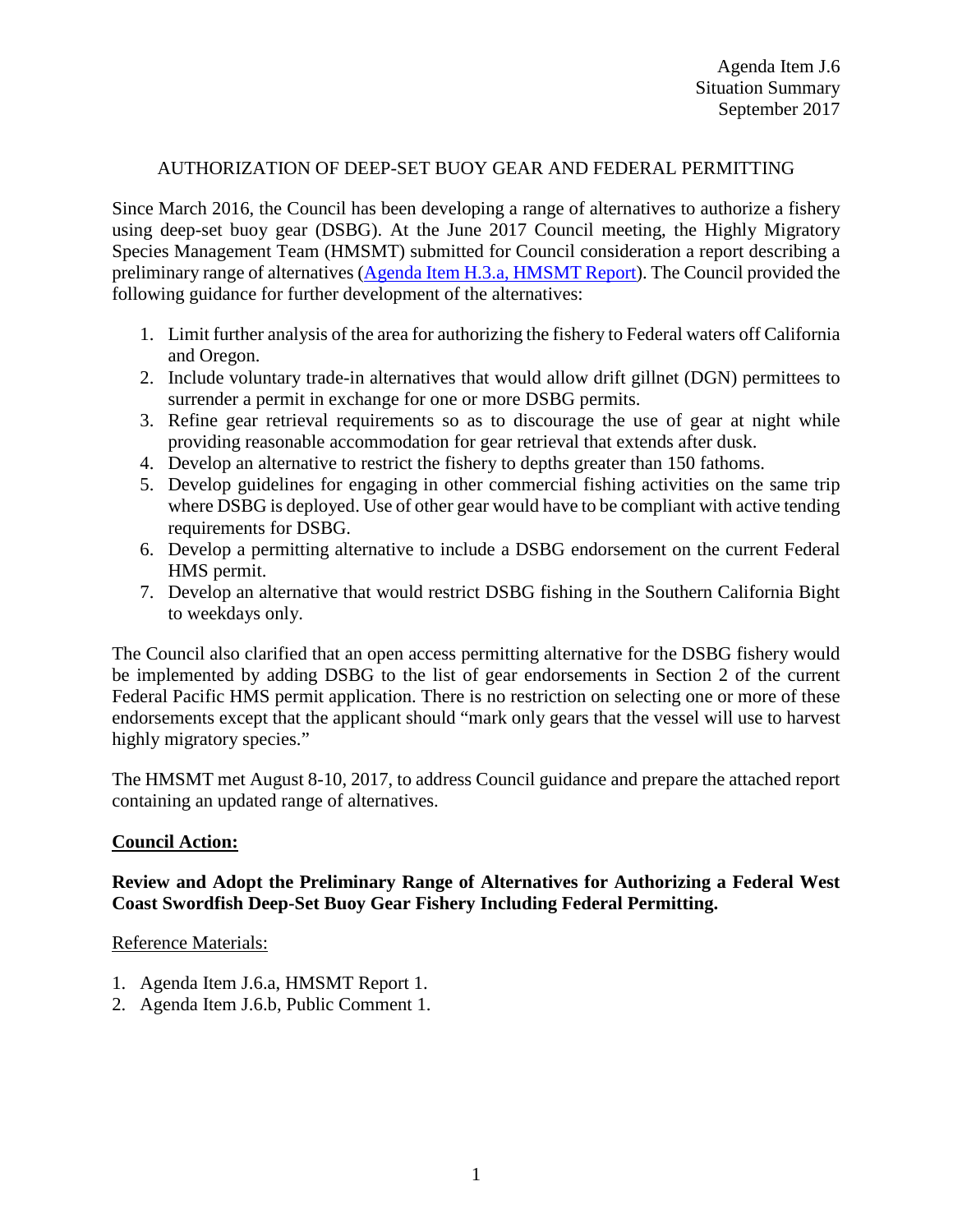Agenda Item J.6
Situation Summary
September 2017

# AUTHORIZATION OF DEEP-SET BUOY GEAR AND FEDERAL PERMITTING

Since March 2016, the Council has been developing a range of alternatives to authorize a fishery using deep-set buoy gear (DSBG). At the June 2017 Council meeting, the Highly Migratory Species Management Team (HMSMT) submitted for Council consideration a report describing a preliminary range of alternatives (Agenda Item H.3.a, HMSMT Report). The Council provided the following guidance for further development of the alternatives:

1. Limit further analysis of the area for authorizing the fishery to Federal waters off California and Oregon.
2. Include voluntary trade-in alternatives that would allow drift gillnet (DGN) permittees to surrender a permit in exchange for one or more DSBG permits.
3. Refine gear retrieval requirements so as to discourage the use of gear at night while providing reasonable accommodation for gear retrieval that extends after dusk.
4. Develop an alternative to restrict the fishery to depths greater than 150 fathoms.
5. Develop guidelines for engaging in other commercial fishing activities on the same trip where DSBG is deployed. Use of other gear would have to be compliant with active tending requirements for DSBG.
6. Develop a permitting alternative to include a DSBG endorsement on the current Federal HMS permit.
7. Develop an alternative that would restrict DSBG fishing in the Southern California Bight to weekdays only.

The Council also clarified that an open access permitting alternative for the DSBG fishery would be implemented by adding DSBG to the list of gear endorsements in Section 2 of the current Federal Pacific HMS permit application. There is no restriction on selecting one or more of these endorsements except that the applicant should "mark only gears that the vessel will use to harvest highly migratory species."

The HMSMT met August 8-10, 2017, to address Council guidance and prepare the attached report containing an updated range of alternatives.

## Council Action:

**Review and Adopt the Preliminary Range of Alternatives for Authorizing a Federal West Coast Swordfish Deep-Set Buoy Gear Fishery Including Federal Permitting.**

Reference Materials:

1. Agenda Item J.6.a, HMSMT Report 1.
2. Agenda Item J.6.b, Public Comment 1.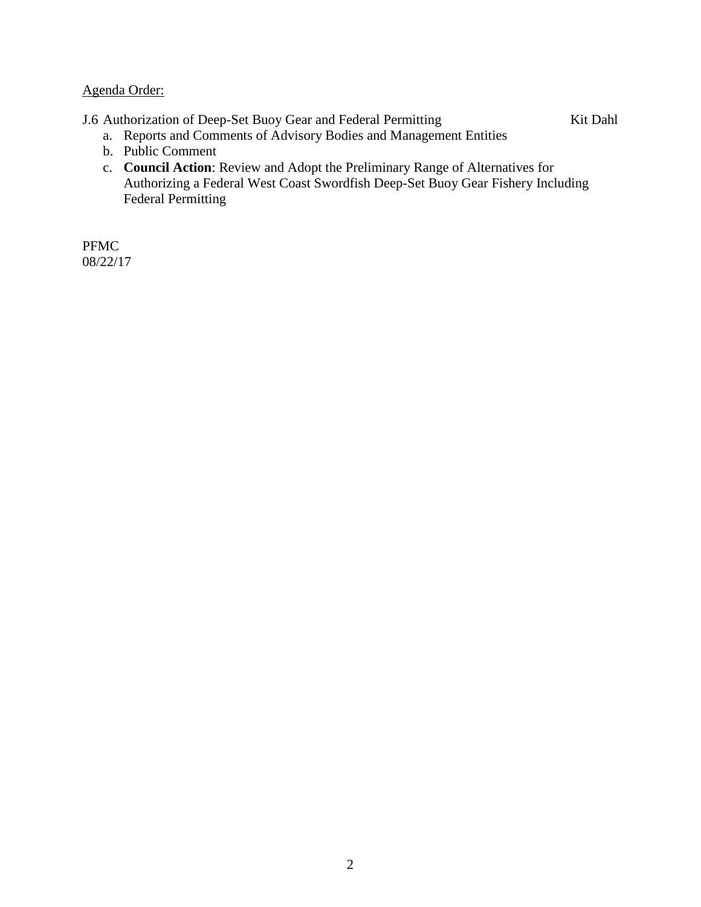Agenda Order:

J.6 Authorization of Deep-Set Buoy Gear and Federal Permitting Kit Dahl

a. Reports and Comments of Advisory Bodies and Management Entities
b. Public Comment
c. **Council Action**: Review and Adopt the Preliminary Range of Alternatives for Authorizing a Federal West Coast Swordfish Deep-Set Buoy Gear Fishery Including Federal Permitting

PFMC
08/22/17